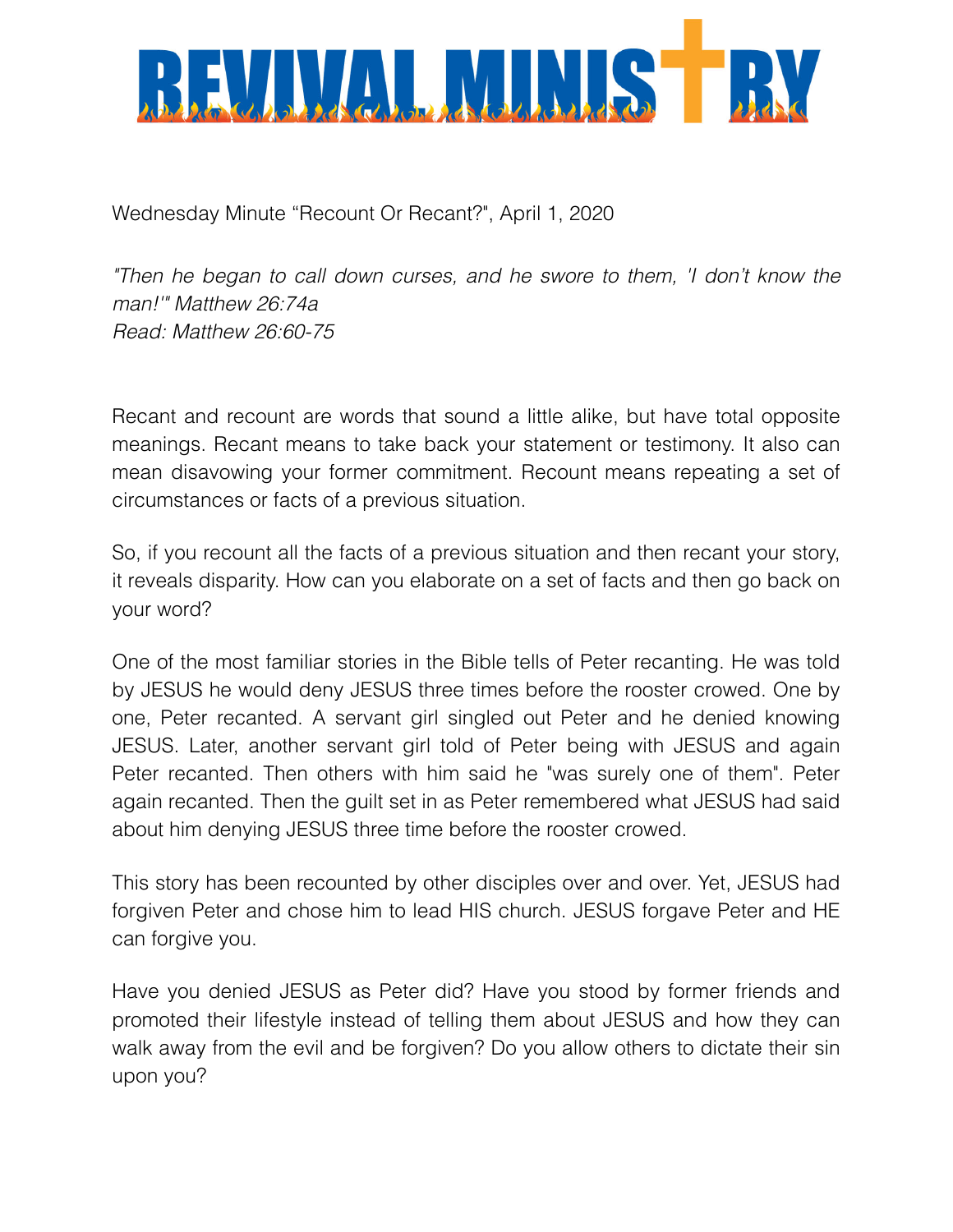# REVIVAL MINISTRY

Wednesday Minute "Recount Or Recant?", April 1, 2020

*"Then he began to call down curses, and he swore to them, 'I don't know the man!'" Matthew 26:74a*
*Read: Matthew 26:60-75*

Recant and recount are words that sound a little alike, but have total opposite meanings. Recant means to take back your statement or testimony. It also can mean disavowing your former commitment. Recount means repeating a set of circumstances or facts of a previous situation.

So, if you recount all the facts of a previous situation and then recant your story, it reveals disparity. How can you elaborate on a set of facts and then go back on your word?

One of the most familiar stories in the Bible tells of Peter recanting. He was told by JESUS he would deny JESUS three times before the rooster crowed. One by one, Peter recanted. A servant girl singled out Peter and he denied knowing JESUS. Later, another servant girl told of Peter being with JESUS and again Peter recanted. Then others with him said he "was surely one of them". Peter again recanted. Then the guilt set in as Peter remembered what JESUS had said about him denying JESUS three time before the rooster crowed.

This story has been recounted by other disciples over and over. Yet, JESUS had forgiven Peter and chose him to lead HIS church. JESUS forgave Peter and HE can forgive you.

Have you denied JESUS as Peter did? Have you stood by former friends and promoted their lifestyle instead of telling them about JESUS and how they can walk away from the evil and be forgiven? Do you allow others to dictate their sin upon you?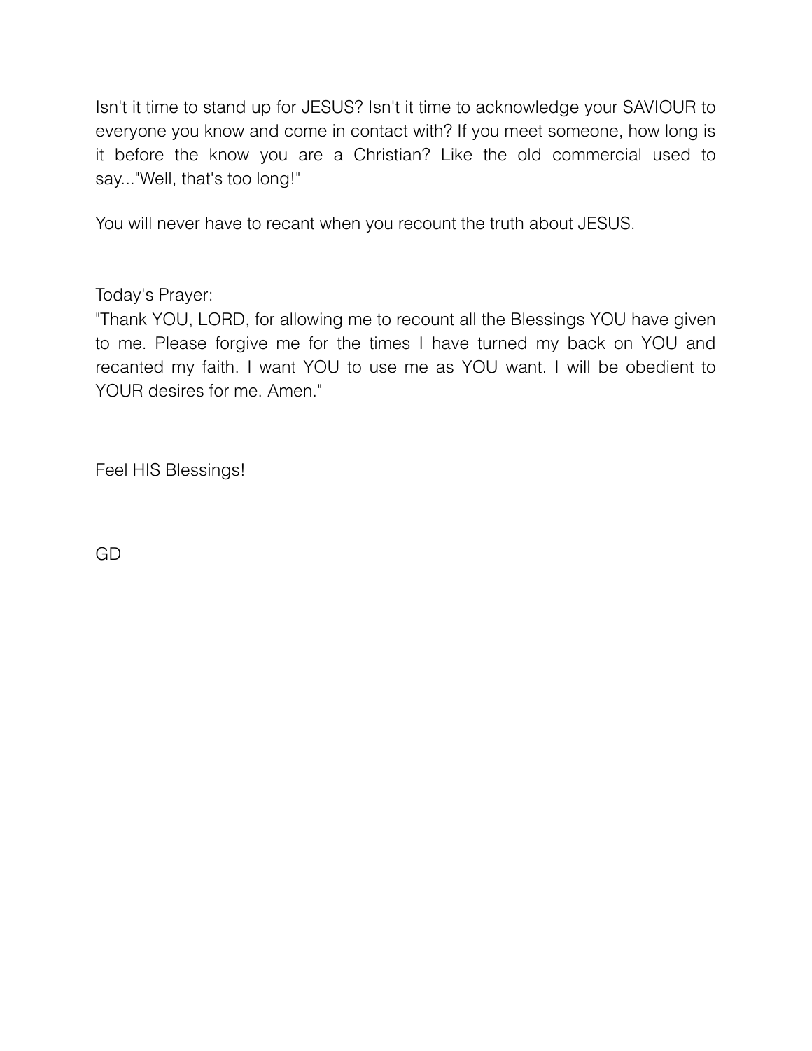Isn't it time to stand up for JESUS? Isn't it time to acknowledge your SAVIOUR to everyone you know and come in contact with? If you meet someone, how long is it before the know you are a Christian? Like the old commercial used to say..."Well, that's too long!"

You will never have to recant when you recount the truth about JESUS.

Today's Prayer:
"Thank YOU, LORD, for allowing me to recount all the Blessings YOU have given to me. Please forgive me for the times I have turned my back on YOU and recanted my faith. I want YOU to use me as YOU want. I will be obedient to YOUR desires for me. Amen."

Feel HIS Blessings!

GD